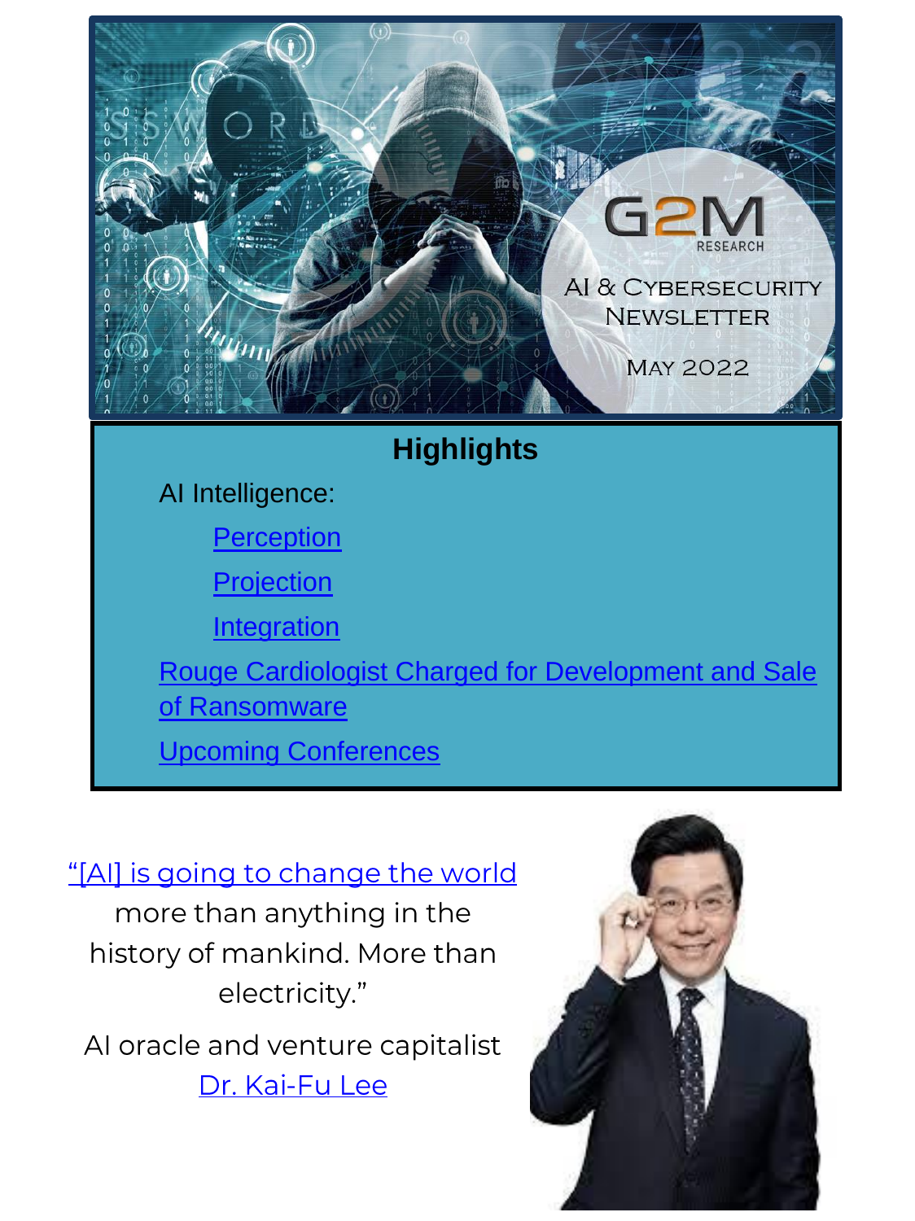G2M RESEARCH

AI & CYBERSECURITY NEWSLETTER

MAY 2022

## Highlights

AI Intelligence:

- Perception
- Projection
- Integration

Rouge Cardiologist Charged for Development and Sale of Ransomware

Upcoming Conferences

"[AI] is going to change the world more than anything in the history of mankind. More than electricity."

AI oracle and venture capitalist Dr. Kai-Fu Lee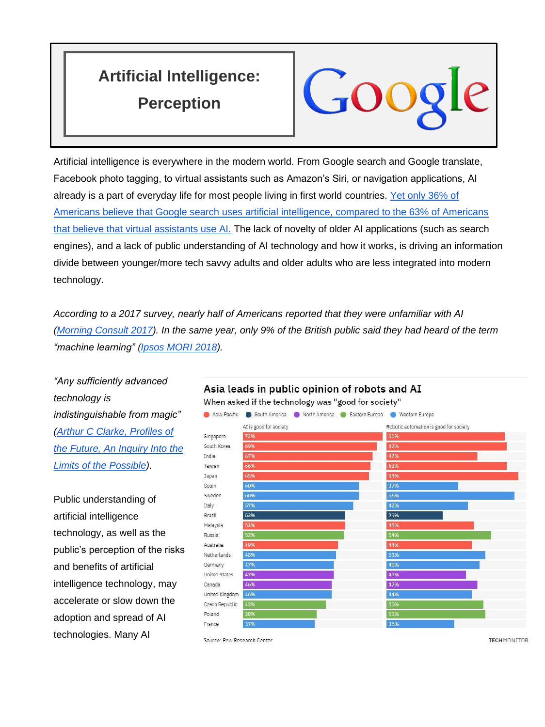# Artificial Intelligence: Perception

Google

Artificial intelligence is everywhere in the modern world. From Google search and Google translate, Facebook photo tagging, to virtual assistants such as Amazon's Siri, or navigation applications, AI already is a part of everyday life for most people living in first world countries. Yet only 36% of Americans believe that Google search uses artificial intelligence, compared to the 63% of Americans that believe that virtual assistants use AI. The lack of novelty of older AI applications (such as search engines), and a lack of public understanding of AI technology and how it works, is driving an information divide between younger/more tech savvy adults and older adults who are less integrated into modern technology.

*According to a 2017 survey, nearly half of Americans reported that they were unfamiliar with AI (Morning Consult 2017). In the same year, only 9% of the British public said they had heard of the term "machine learning" (Ipsos MORI 2018).*

*"Any sufficiently advanced technology is indistinguishable from magic" (Arthur C Clarke, Profiles of the Future, An Inquiry Into the Limits of the Possible).*

**Asia leads in public opinion of robots and AI**

When asked if the technology was "good for society"

Asia-Pacific · South America · North America · Eastern Europe · Western Europe

| Country | AI is good for society | Robotic automation is good for society |
| --- | --- | --- |
| Singapore | 72% | 61% |
| South Korea | 69% | 62% |
| India | 67% | 47% |
| Taiwan | 66% | 62% |
| Japan | 65% | 68% |
| Spain | 60% | 37% |
| Sweden | 60% | 66% |
| Italy | 57% | 42% |
| Brazil | 53% | 29% |
| Malaysia | 53% | 45% |
| Russia | 52% | 54% |
| Australia | 49% | 44% |
| Netherlands | 48% | 51% |
| Germany | 47% | 48% |
| United States | 47% | 41% |
| Canada | 46% | 47% |
| United Kingdom | 46% | 44% |
| Czech Republic | 43% | 50% |
| Poland | 38% | 51% |
| France | 37% | 35% |

Source: Pew Research Center — TECHMONITOR

Public understanding of artificial intelligence technology, as well as the public's perception of the risks and benefits of artificial intelligence technology, may accelerate or slow down the adoption and spread of AI technologies. Many AI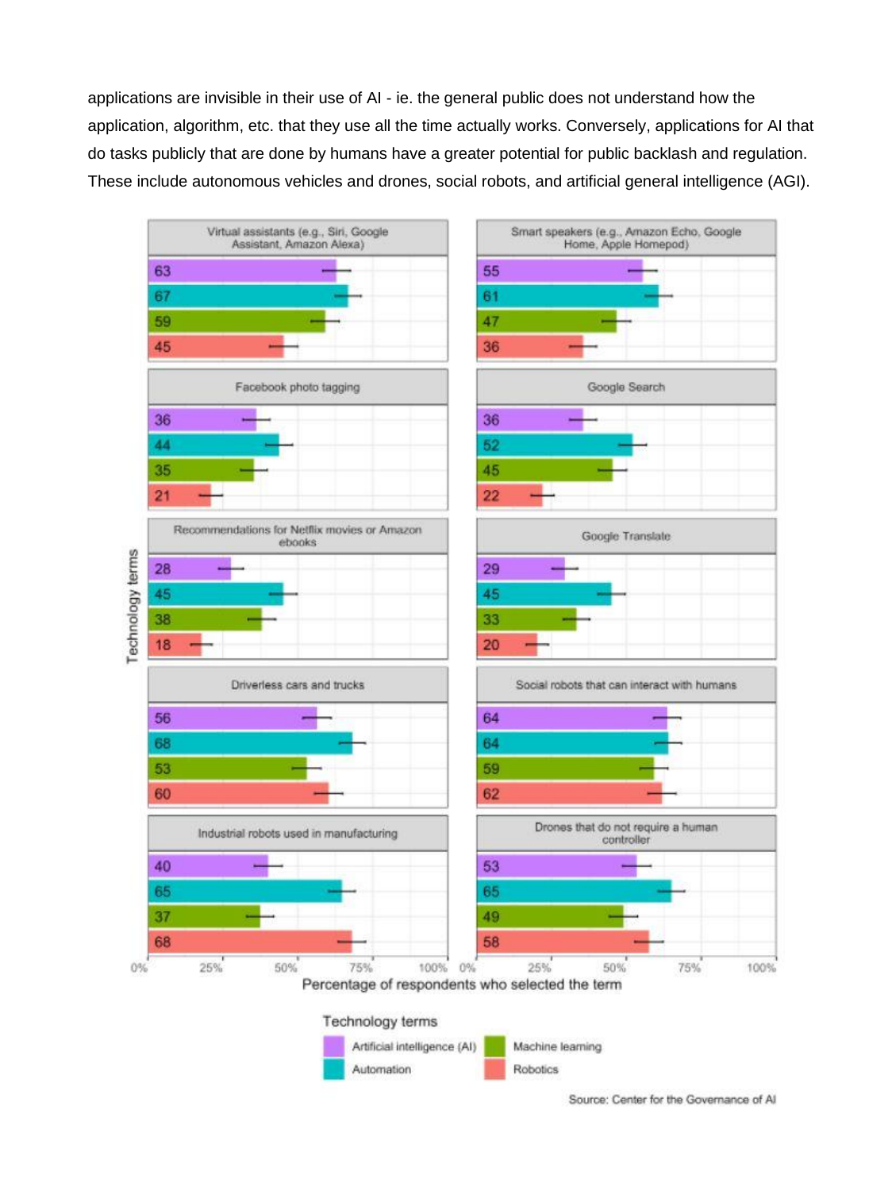applications are invisible in their use of AI - ie. the general public does not understand how the application, algorithm, etc. that they use all the time actually works. Conversely, applications for AI that do tasks publicly that are done by humans have a greater potential for public backlash and regulation. These include autonomous vehicles and drones, social robots, and artificial general intelligence (AGI).

Percentage of respondents who selected the term

| Technology | Artificial intelligence (AI) | Automation | Machine learning | Robotics |
| --- | --- | --- | --- | --- |
| Virtual assistants (e.g., Siri, Google Assistant, Amazon Alexa) | 63 | 67 | 59 | 45 |
| Smart speakers (e.g., Amazon Echo, Google Home, Apple Homepod) | 55 | 61 | 47 | 36 |
| Facebook photo tagging | 36 | 44 | 35 | 21 |
| Google Search | 36 | 52 | 45 | 22 |
| Recommendations for Netflix movies or Amazon ebooks | 28 | 45 | 38 | 18 |
| Google Translate | 29 | 45 | 33 | 20 |
| Driverless cars and trucks | 56 | 68 | 53 | 60 |
| Social robots that can interact with humans | 64 | 64 | 59 | 62 |
| Industrial robots used in manufacturing | 40 | 65 | 37 | 68 |
| Drones that do not require a human controller | 53 | 65 | 49 | 58 |

Source: Center for the Governance of AI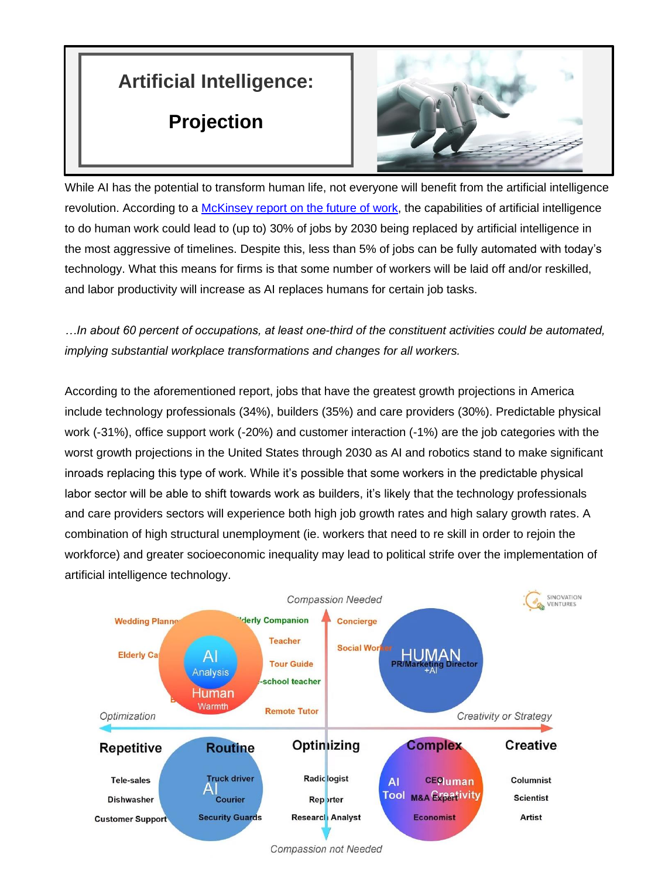# Artificial Intelligence: Projection

While AI has the potential to transform human life, not everyone will benefit from the artificial intelligence revolution. According to a [McKinsey report on the future of work](), the capabilities of artificial intelligence to do human work could lead to (up to) 30% of jobs by 2030 being replaced by artificial intelligence in the most aggressive of timelines. Despite this, less than 5% of jobs can be fully automated with today's technology. What this means for firms is that some number of workers will be laid off and/or reskilled, and labor productivity will increase as AI replaces humans for certain job tasks.

*…In about 60 percent of occupations, at least one-third of the constituent activities could be automated, implying substantial workplace transformations and changes for all workers.*

According to the aforementioned report, jobs that have the greatest growth projections in America include technology professionals (34%), builders (35%) and care providers (30%). Predictable physical work (-31%), office support work (-20%) and customer interaction (-1%) are the job categories with the worst growth projections in the United States through 2030 as AI and robotics stand to make significant inroads replacing this type of work. While it's possible that some workers in the predictable physical labor sector will be able to shift towards work as builders, it's likely that the technology professionals and care providers sectors will experience both high job growth rates and high salary growth rates. A combination of high structural unemployment (ie. workers that need to re skill in order to rejoin the workforce) and greater socioeconomic inequality may lead to political strife over the implementation of artificial intelligence technology.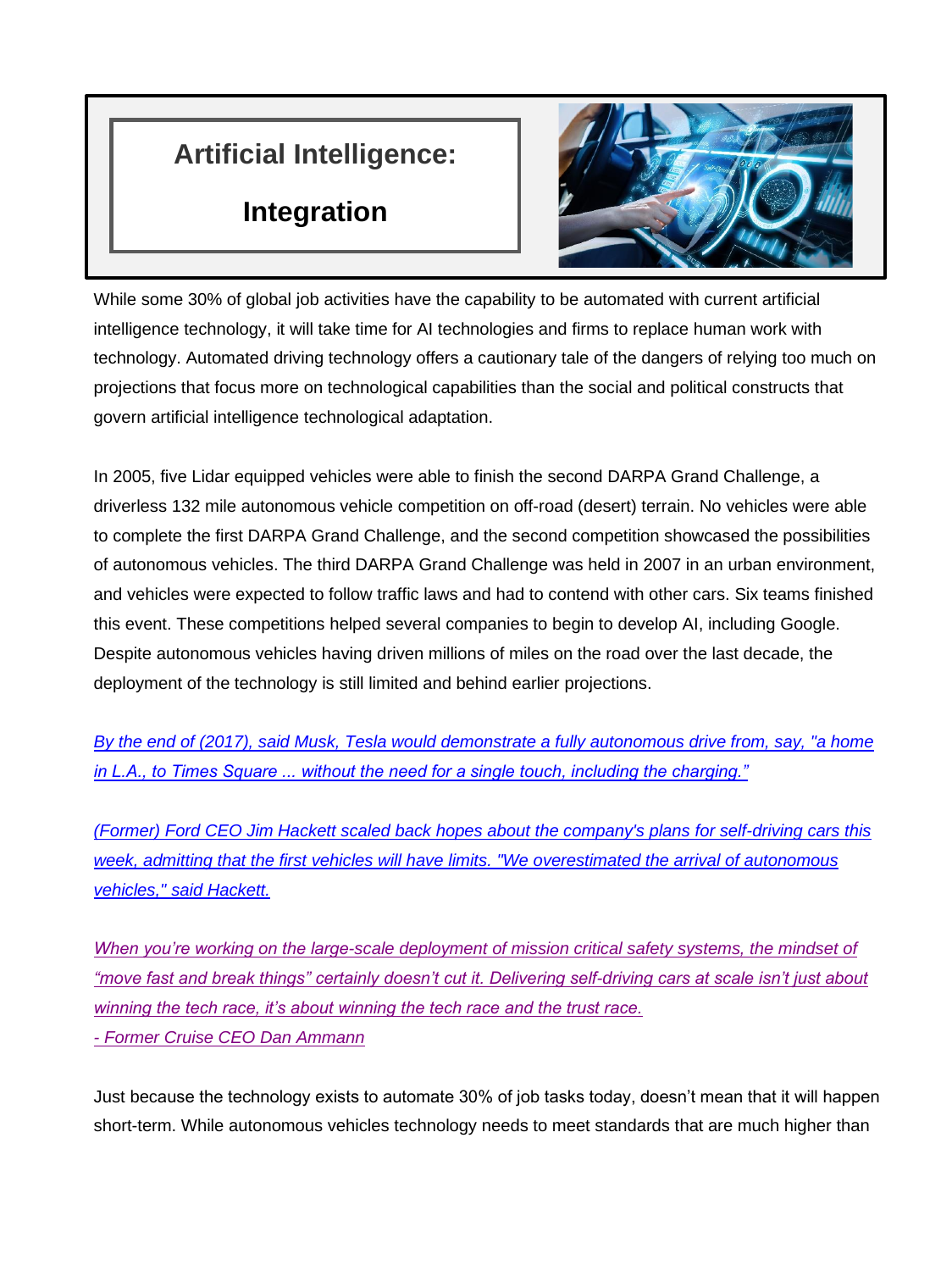# Artificial Intelligence: Integration

While some 30% of global job activities have the capability to be automated with current artificial intelligence technology, it will take time for AI technologies and firms to replace human work with technology. Automated driving technology offers a cautionary tale of the dangers of relying too much on projections that focus more on technological capabilities than the social and political constructs that govern artificial intelligence technological adaptation.

In 2005, five Lidar equipped vehicles were able to finish the second DARPA Grand Challenge, a driverless 132 mile autonomous vehicle competition on off-road (desert) terrain. No vehicles were able to complete the first DARPA Grand Challenge, and the second competition showcased the possibilities of autonomous vehicles. The third DARPA Grand Challenge was held in 2007 in an urban environment, and vehicles were expected to follow traffic laws and had to contend with other cars. Six teams finished this event. These competitions helped several companies to begin to develop AI, including Google. Despite autonomous vehicles having driven millions of miles on the road over the last decade, the deployment of the technology is still limited and behind earlier projections.

*By the end of (2017), said Musk, Tesla would demonstrate a fully autonomous drive from, say, "a home in L.A., to Times Square ... without the need for a single touch, including the charging."*

*(Former) Ford CEO Jim Hackett scaled back hopes about the company's plans for self-driving cars this week, admitting that the first vehicles will have limits. "We overestimated the arrival of autonomous vehicles," said Hackett.*

*When you're working on the large-scale deployment of mission critical safety systems, the mindset of "move fast and break things" certainly doesn't cut it. Delivering self-driving cars at scale isn't just about winning the tech race, it's about winning the tech race and the trust race.*
*- Former Cruise CEO Dan Ammann*

Just because the technology exists to automate 30% of job tasks today, doesn't mean that it will happen short-term. While autonomous vehicles technology needs to meet standards that are much higher than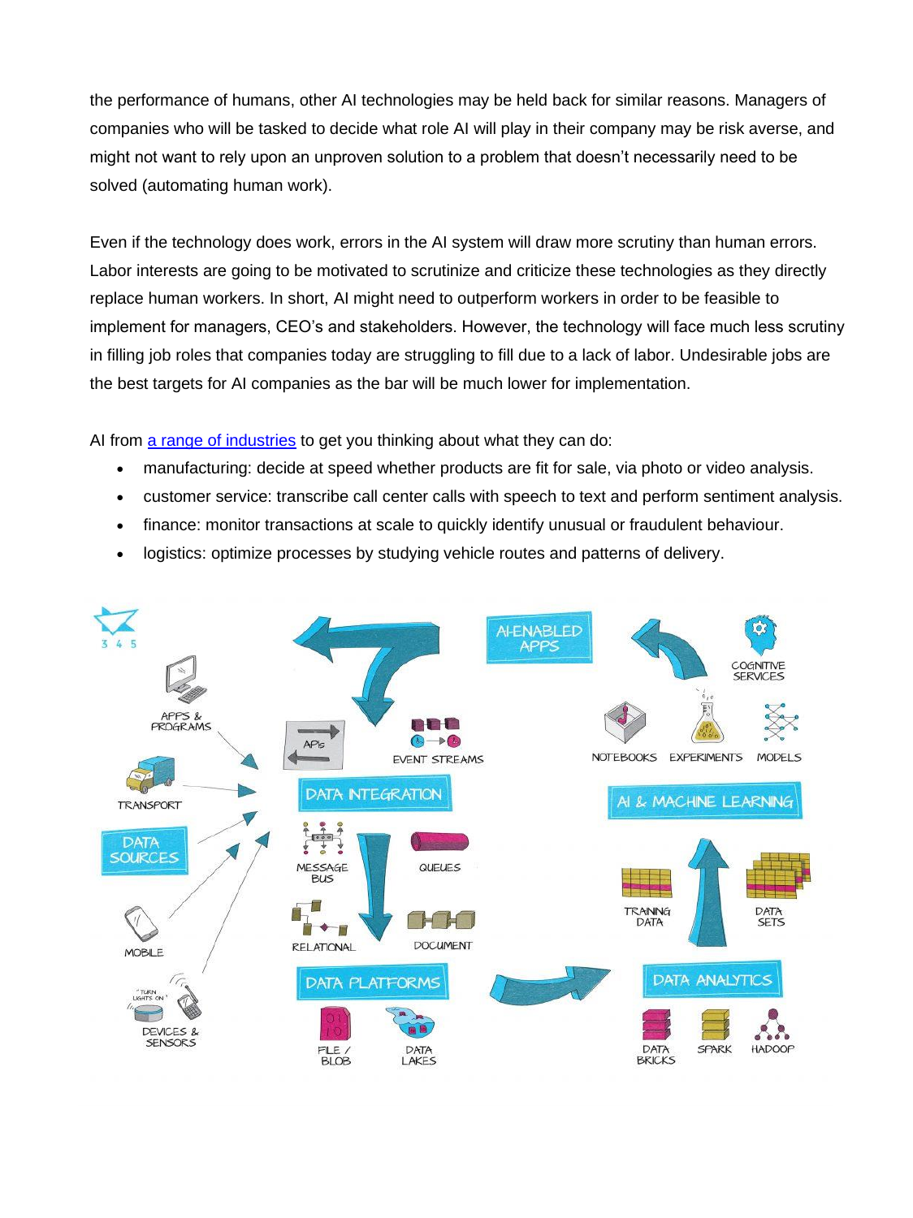the performance of humans, other AI technologies may be held back for similar reasons. Managers of companies who will be tasked to decide what role AI will play in their company may be risk averse, and might not want to rely upon an unproven solution to a problem that doesn't necessarily need to be solved (automating human work).

Even if the technology does work, errors in the AI system will draw more scrutiny than human errors. Labor interests are going to be motivated to scrutinize and criticize these technologies as they directly replace human workers. In short, AI might need to outperform workers in order to be feasible to implement for managers, CEO's and stakeholders. However, the technology will face much less scrutiny in filling job roles that companies today are struggling to fill due to a lack of labor. Undesirable jobs are the best targets for AI companies as the bar will be much lower for implementation.

AI from [a range of industries] to get you thinking about what they can do:

- manufacturing: decide at speed whether products are fit for sale, via photo or video analysis.
- customer service: transcribe call center calls with speech to text and perform sentiment analysis.
- finance: monitor transactions at scale to quickly identify unusual or fraudulent behaviour.
- logistics: optimize processes by studying vehicle routes and patterns of delivery.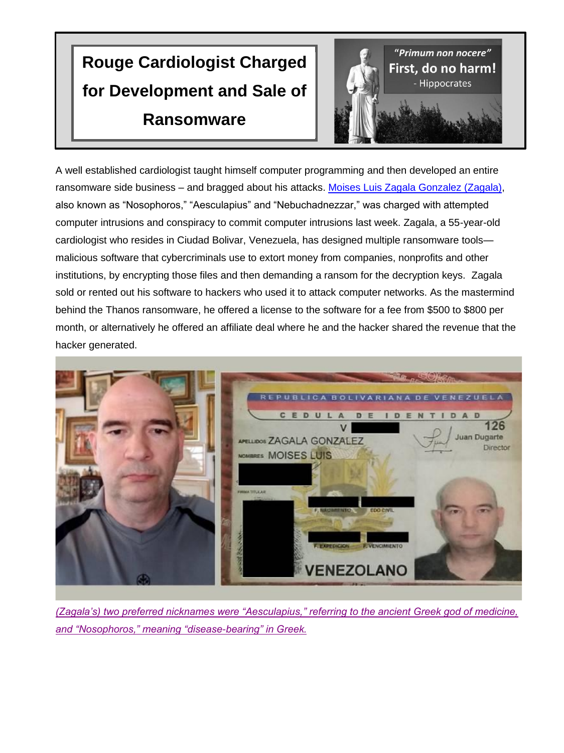# Rouge Cardiologist Charged for Development and Sale of Ransomware

*"Primum non nocere"*
**First, do no harm!**
- Hippocrates

A well established cardiologist taught himself computer programming and then developed an entire ransomware side business – and bragged about his attacks. [Moises Luis Zagala Gonzalez (Zagala)](), also known as "Nosophoros," "Aesculapius" and "Nebuchadnezzar," was charged with attempted computer intrusions and conspiracy to commit computer intrusions last week. Zagala, a 55-year-old cardiologist who resides in Ciudad Bolivar, Venezuela, has designed multiple ransomware tools—malicious software that cybercriminals use to extort money from companies, nonprofits and other institutions, by encrypting those files and then demanding a ransom for the decryption keys. Zagala sold or rented out his software to hackers who used it to attack computer networks. As the mastermind behind the Thanos ransomware, he offered a license to the software for a fee from $500 to $800 per month, or alternatively he offered an affiliate deal where he and the hacker shared the revenue that the hacker generated.

*(Zagala's) two preferred nicknames were "Aesculapius," referring to the ancient Greek god of medicine, and "Nosophoros," meaning "disease-bearing" in Greek.*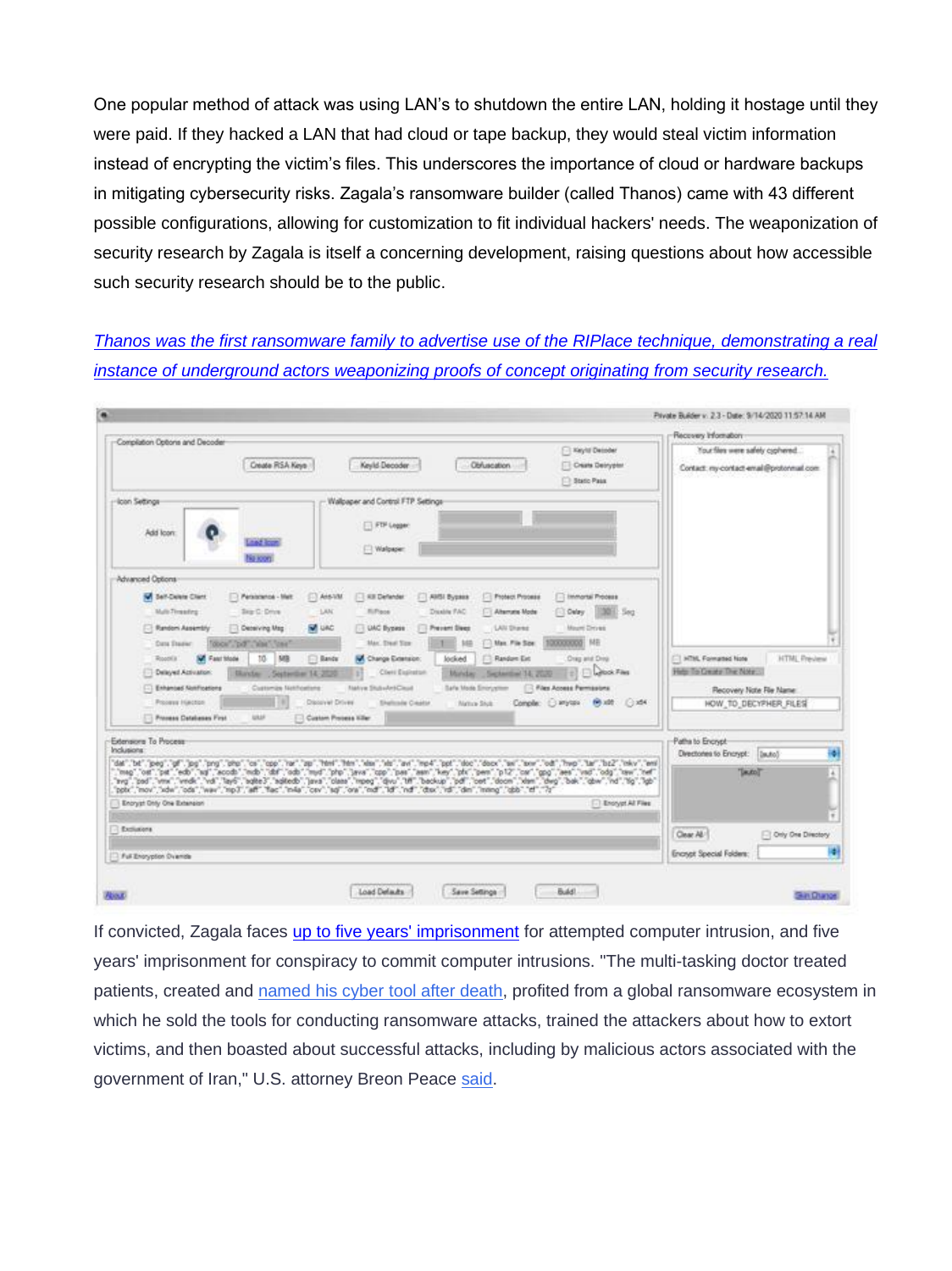One popular method of attack was using LAN's to shutdown the entire LAN, holding it hostage until they were paid. If they hacked a LAN that had cloud or tape backup, they would steal victim information instead of encrypting the victim's files. This underscores the importance of cloud or hardware backups in mitigating cybersecurity risks. Zagala's ransomware builder (called Thanos) came with 43 different possible configurations, allowing for customization to fit individual hackers' needs. The weaponization of security research by Zagala is itself a concerning development, raising questions about how accessible such security research should be to the public.

*Thanos was the first ransomware family to advertise use of the RIPlace technique, demonstrating a real instance of underground actors weaponizing proofs of concept originating from security research.*

If convicted, Zagala faces up to five years' imprisonment for attempted computer intrusion, and five years' imprisonment for conspiracy to commit computer intrusions. "The multi-tasking doctor treated patients, created and named his cyber tool after death, profited from a global ransomware ecosystem in which he sold the tools for conducting ransomware attacks, trained the attackers about how to extort victims, and then boasted about successful attacks, including by malicious actors associated with the government of Iran," U.S. attorney Breon Peace said.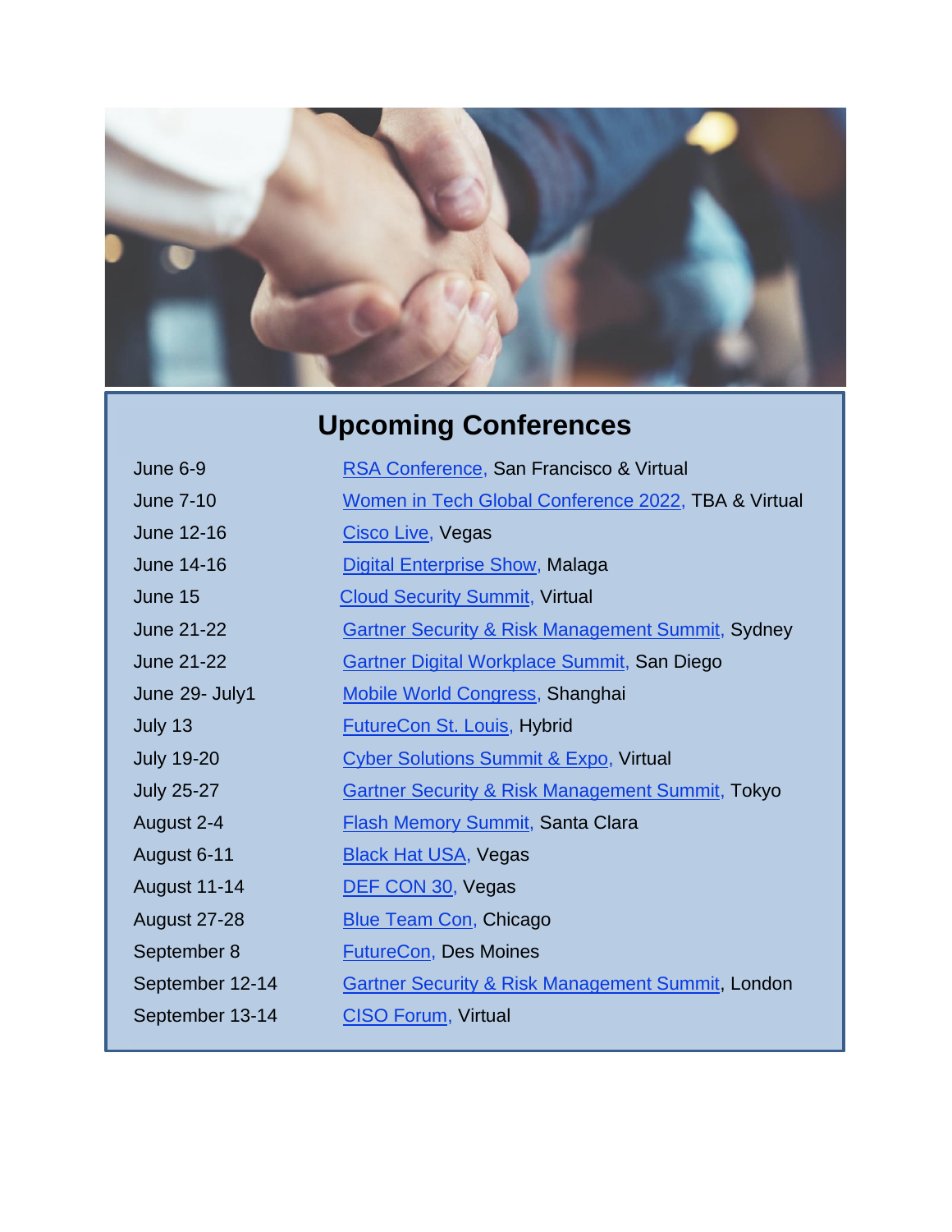## Upcoming Conferences

| | |
|---|---|
| June 6-9 | RSA Conference, San Francisco & Virtual |
| June 7-10 | Women in Tech Global Conference 2022, TBA & Virtual |
| June 12-16 | Cisco Live, Vegas |
| June 14-16 | Digital Enterprise Show, Malaga |
| June 15 | Cloud Security Summit, Virtual |
| June 21-22 | Gartner Security & Risk Management Summit, Sydney |
| June 21-22 | Gartner Digital Workplace Summit, San Diego |
| June 29- July1 | Mobile World Congress, Shanghai |
| July 13 | FutureCon St. Louis, Hybrid |
| July 19-20 | Cyber Solutions Summit & Expo, Virtual |
| July 25-27 | Gartner Security & Risk Management Summit, Tokyo |
| August 2-4 | Flash Memory Summit, Santa Clara |
| August 6-11 | Black Hat USA, Vegas |
| August 11-14 | DEF CON 30, Vegas |
| August 27-28 | Blue Team Con, Chicago |
| September 8 | FutureCon, Des Moines |
| September 12-14 | Gartner Security & Risk Management Summit, London |
| September 13-14 | CISO Forum, Virtual |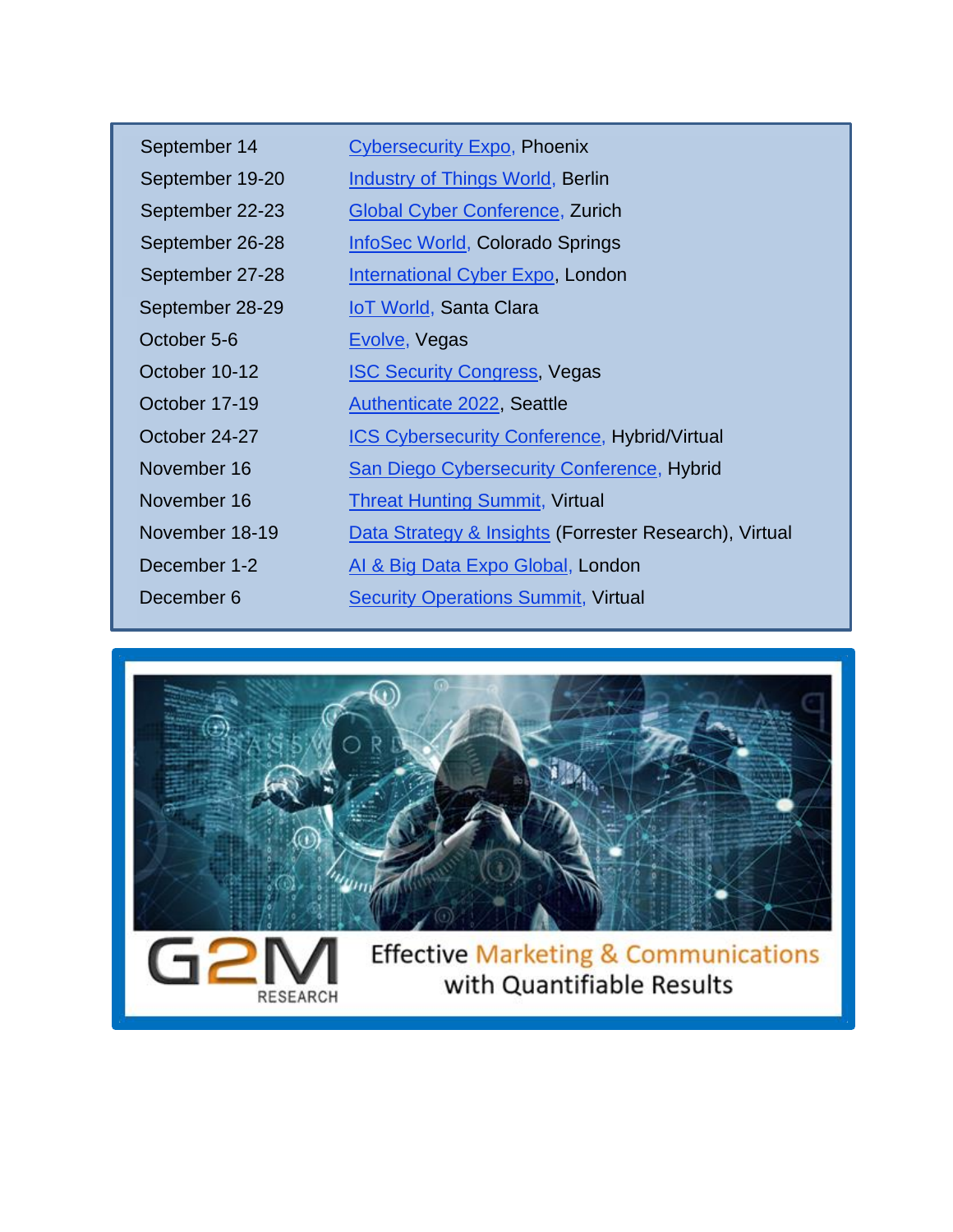| | |
|---|---|
| September 14 | Cybersecurity Expo, Phoenix |
| September 19-20 | Industry of Things World, Berlin |
| September 22-23 | Global Cyber Conference, Zurich |
| September 26-28 | InfoSec World, Colorado Springs |
| September 27-28 | International Cyber Expo, London |
| September 28-29 | IoT World, Santa Clara |
| October 5-6 | Evolve, Vegas |
| October 10-12 | ISC Security Congress, Vegas |
| October 17-19 | Authenticate 2022, Seattle |
| October 24-27 | ICS Cybersecurity Conference, Hybrid/Virtual |
| November 16 | San Diego Cybersecurity Conference, Hybrid |
| November 16 | Threat Hunting Summit, Virtual |
| November 18-19 | Data Strategy & Insights (Forrester Research), Virtual |
| December 1-2 | AI & Big Data Expo Global, London |
| December 6 | Security Operations Summit, Virtual |

G2M RESEARCH

Effective Marketing & Communications with Quantifiable Results